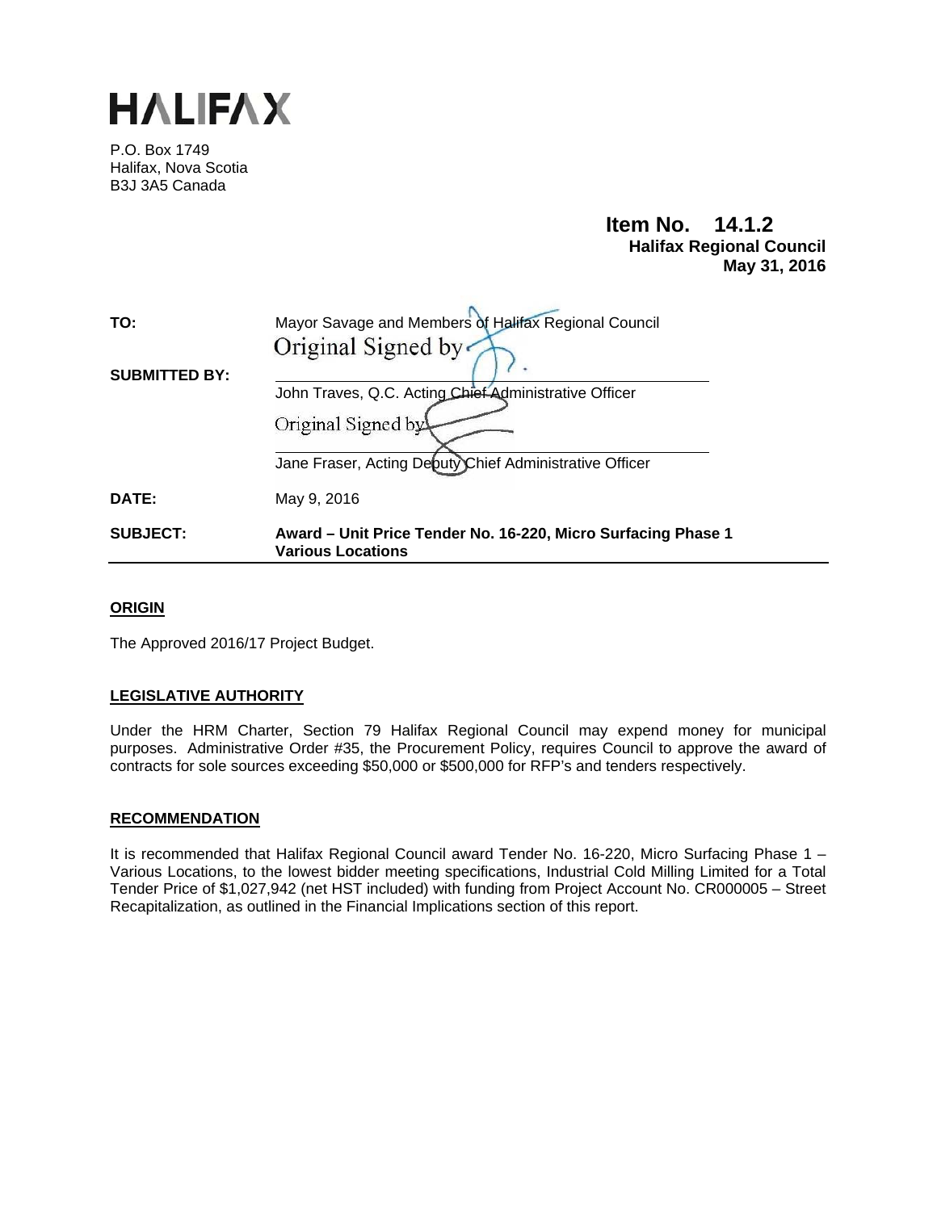# HALIFAX

P.O. Box 1749
Halifax, Nova Scotia
B3J 3A5 Canada

**Item No. 14.1.2**
**Halifax Regional Council**
**May 31, 2016**

| | |
|---|---|
| **TO:** | Mayor Savage and Members of Halifax Regional Council |
| **SUBMITTED BY:** | Original Signed by<br>John Traves, Q.C. Acting Chief Administrative Officer<br>Original Signed by<br>Jane Fraser, Acting Deputy Chief Administrative Officer |
| **DATE:** | May 9, 2016 |
| **SUBJECT:** | **Award – Unit Price Tender No. 16-220, Micro Surfacing Phase 1 Various Locations** |

## ORIGIN

The Approved 2016/17 Project Budget.

## LEGISLATIVE AUTHORITY

Under the HRM Charter, Section 79 Halifax Regional Council may expend money for municipal purposes. Administrative Order #35, the Procurement Policy, requires Council to approve the award of contracts for sole sources exceeding $50,000 or $500,000 for RFP's and tenders respectively.

## RECOMMENDATION

It is recommended that Halifax Regional Council award Tender No. 16-220, Micro Surfacing Phase 1 – Various Locations, to the lowest bidder meeting specifications, Industrial Cold Milling Limited for a Total Tender Price of $1,027,942 (net HST included) with funding from Project Account No. CR000005 – Street Recapitalization, as outlined in the Financial Implications section of this report.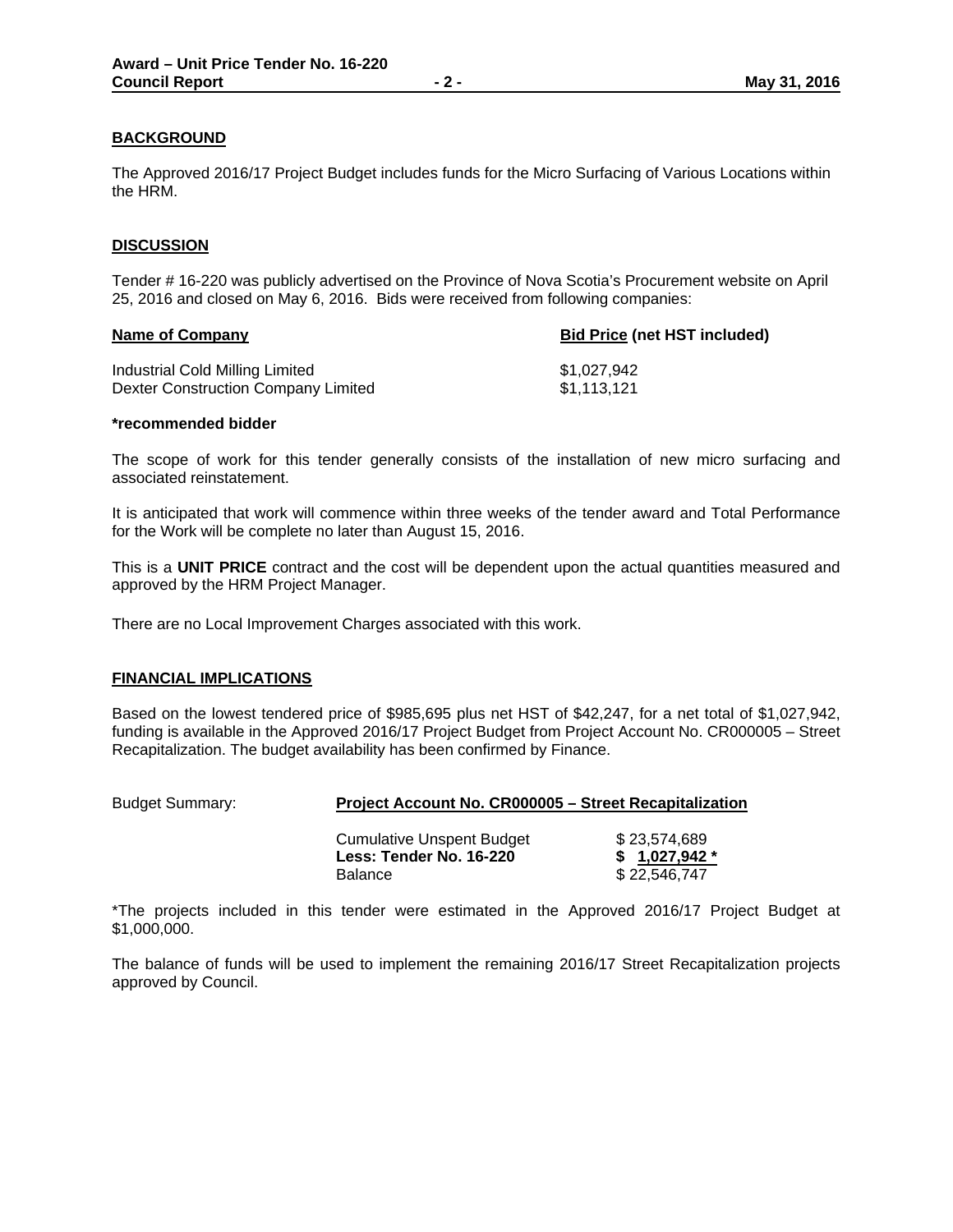## BACKGROUND

The Approved 2016/17 Project Budget includes funds for the Micro Surfacing of Various Locations within the HRM.

## DISCUSSION

Tender # 16-220 was publicly advertised on the Province of Nova Scotia's Procurement website on April 25, 2016 and closed on May 6, 2016. Bids were received from following companies:

| **Name of Company** | **Bid Price (net HST included)** |
|---|---|
| Industrial Cold Milling Limited | $1,027,942 |
| Dexter Construction Company Limited | $1,113,121 |

**\*recommended bidder**

The scope of work for this tender generally consists of the installation of new micro surfacing and associated reinstatement.

It is anticipated that work will commence within three weeks of the tender award and Total Performance for the Work will be complete no later than August 15, 2016.

This is a **UNIT PRICE** contract and the cost will be dependent upon the actual quantities measured and approved by the HRM Project Manager.

There are no Local Improvement Charges associated with this work.

## FINANCIAL IMPLICATIONS

Based on the lowest tendered price of $985,695 plus net HST of $42,247, for a net total of $1,027,942, funding is available in the Approved 2016/17 Project Budget from Project Account No. CR000005 – Street Recapitalization. The budget availability has been confirmed by Finance.

Budget Summary: **Project Account No. CR000005 – Street Recapitalization**

| | |
|---|---|
| Cumulative Unspent Budget | $ 23,574,689 |
| **Less: Tender No. 16-220** | **$ 1,027,942 \*** |
| Balance | $ 22,546,747 |

\*The projects included in this tender were estimated in the Approved 2016/17 Project Budget at $1,000,000.

The balance of funds will be used to implement the remaining 2016/17 Street Recapitalization projects approved by Council.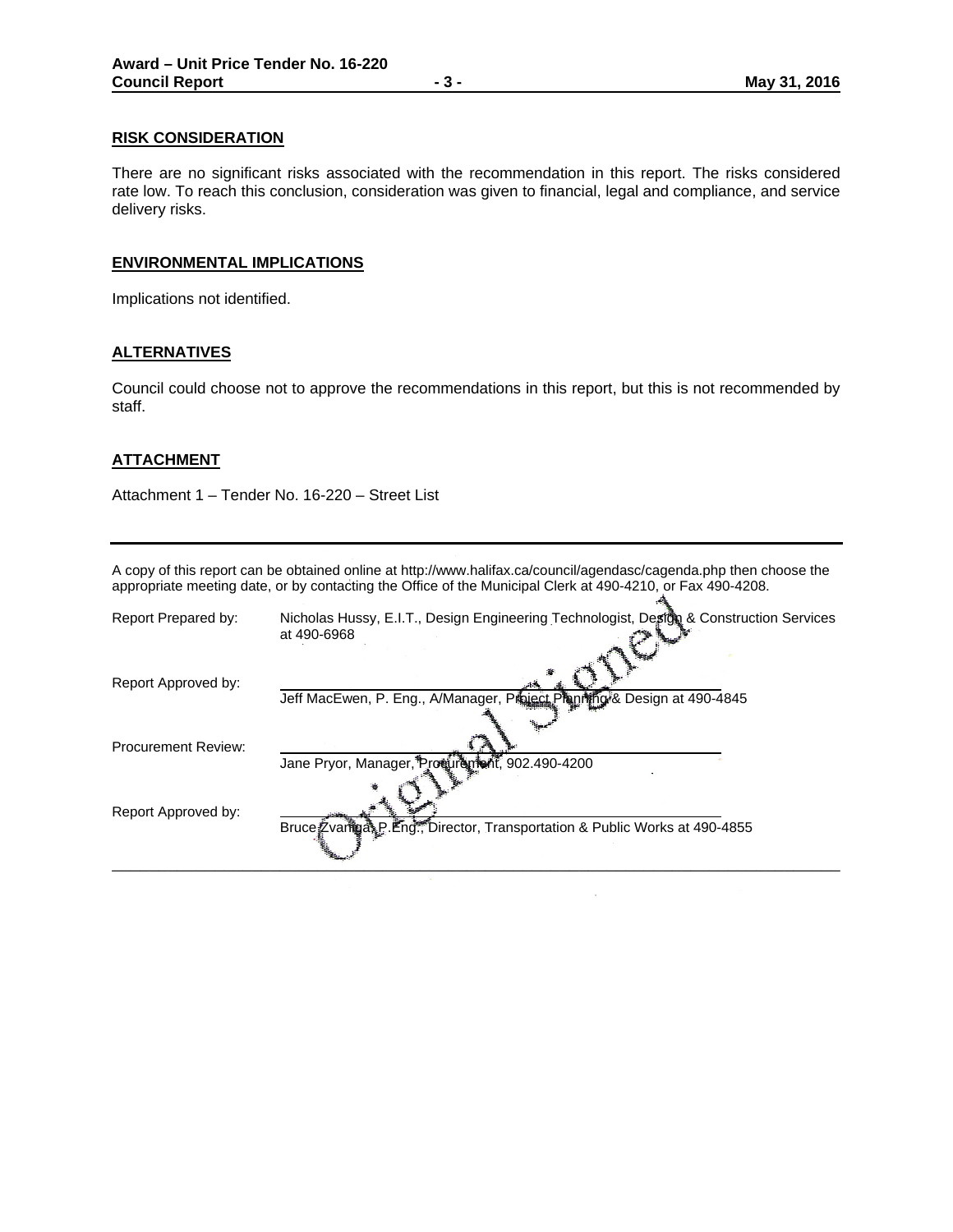## RISK CONSIDERATION

There are no significant risks associated with the recommendation in this report. The risks considered rate low. To reach this conclusion, consideration was given to financial, legal and compliance, and service delivery risks.

## ENVIRONMENTAL IMPLICATIONS

Implications not identified.

## ALTERNATIVES

Council could choose not to approve the recommendations in this report, but this is not recommended by staff.

## ATTACHMENT

Attachment 1 – Tender No. 16-220 – Street List

---

A copy of this report can be obtained online at http://www.halifax.ca/council/agendasc/cagenda.php then choose the appropriate meeting date, or by contacting the Office of the Municipal Clerk at 490-4210, or Fax 490-4208.

Report Prepared by: Nicholas Hussy, E.I.T., Design Engineering Technologist, Design & Construction Services at 490-6968

Original Signed

Report Approved by: Jeff MacEwen, P. Eng., A/Manager, Project Planning & Design at 490-4845

Procurement Review: Jane Pryor, Manager, Procurement, 902.490-4200

Report Approved by: Bruce Zvaniga, P.Eng., Director, Transportation & Public Works at 490-4855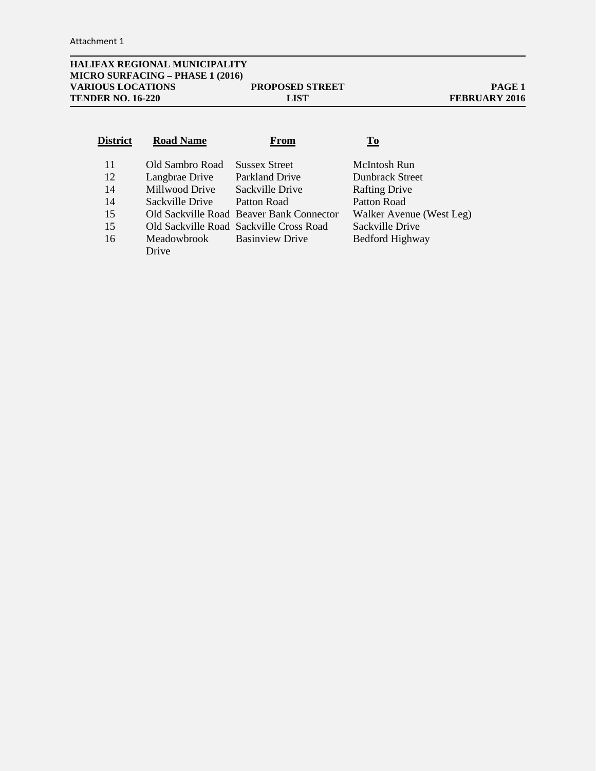Attachment 1

**HALIFAX REGIONAL MUNICIPALITY**
**MICRO SURFACING – PHASE 1 (2016)**
**VARIOUS LOCATIONS** **PROPOSED STREET LIST** **PAGE 1**
**TENDER NO. 16-220** **FEBRUARY 2016**

| District | Road Name | From | To |
| --- | --- | --- | --- |
| 11 | Old Sambro Road | Sussex Street | McIntosh Run |
| 12 | Langbrae Drive | Parkland Drive | Dunbrack Street |
| 14 | Millwood Drive | Sackville Drive | Rafting Drive |
| 14 | Sackville Drive | Patton Road | Patton Road |
| 15 | Old Sackville Road | Beaver Bank Connector | Walker Avenue (West Leg) |
| 15 | Old Sackville Road | Sackville Cross Road | Sackville Drive |
| 16 | Meadowbrook Drive | Basinview Drive | Bedford Highway |